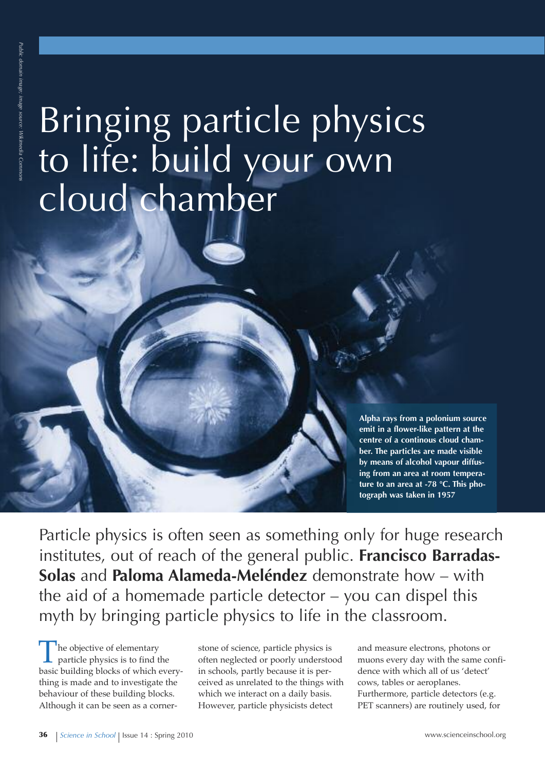*Public domain image; image source: Wikimedia Commons*

# Bringing particle physics to life: build your own cloud chamber

**Alpha rays from a polonium source emit in a flower-like pattern at the centre of a continous cloud chamber. The particles are made visible by means of alcohol vapour diffusing from an area at room temperature to an area at -78 °C. This photograph was taken in 1957**

Particle physics is often seen as something only for huge research institutes, out of reach of the general public. **Francisco Barradas-Solas** and **Paloma Alameda-Meléndez** demonstrate how – with the aid of a homemade particle detector – you can dispel this myth by bringing particle physics to life in the classroom.

The objective of elementary particle physics is to find the basic building blocks of which everything is made and to investigate the behaviour of these building blocks. Although it can be seen as a cornerstone of science, particle physics is often neglected or poorly understood in schools, partly because it is perceived as unrelated to the things with which we interact on a daily basis. However, particle physicists detect and measure electrons, photons or muons every day with the same confidence with which all of us 'detect' cows, tables or aeroplanes. Furthermore, particle detectors (e.g. PET scanners) are routinely used, for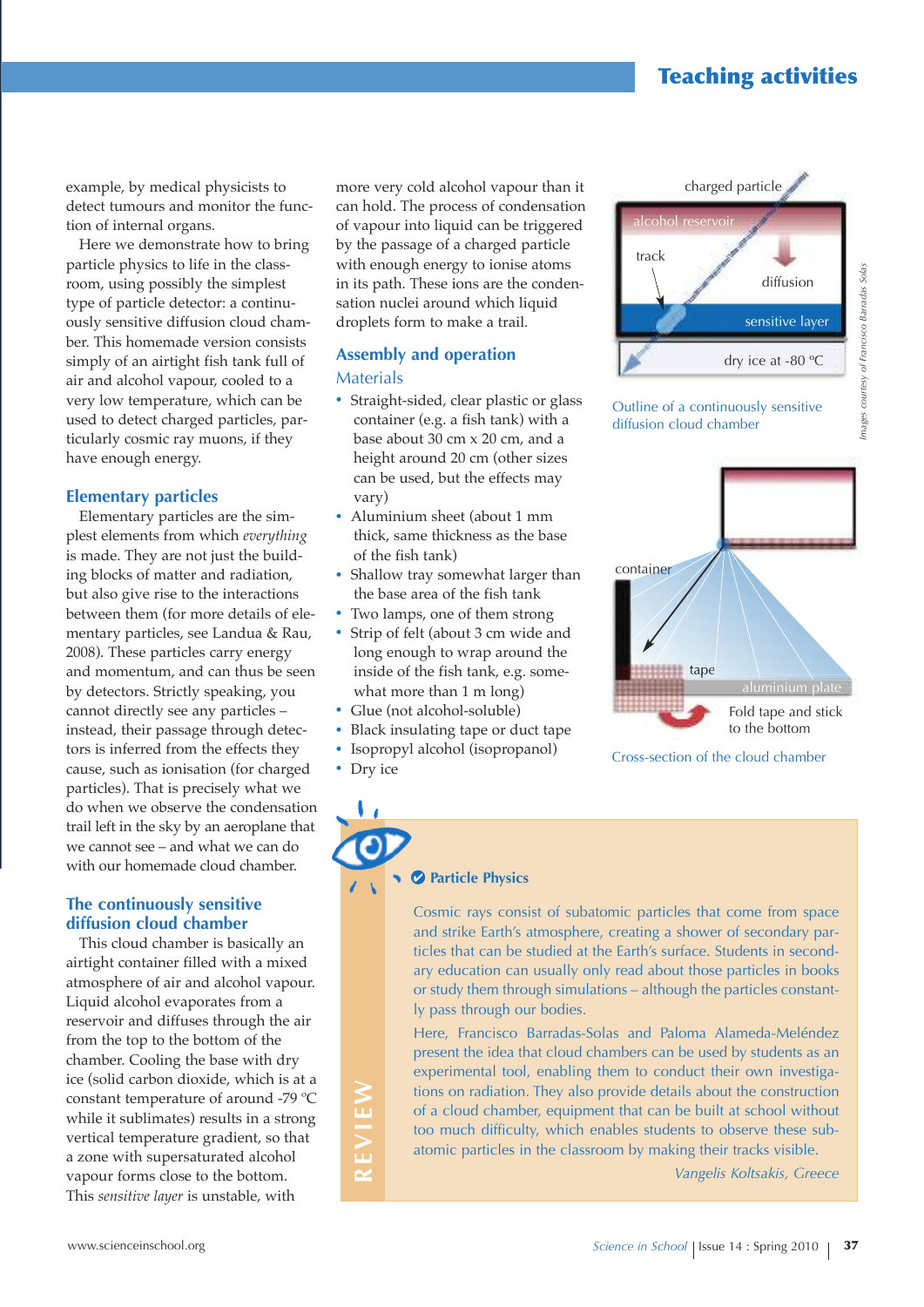example, by medical physicists to detect tumours and monitor the function of internal organs.

Here we demonstrate how to bring particle physics to life in the classroom, using possibly the simplest type of particle detector: a continuously sensitive diffusion cloud chamber. This homemade version consists simply of an airtight fish tank full of air and alcohol vapour, cooled to a very low temperature, which can be used to detect charged particles, particularly cosmic ray muons, if they have enough energy.

## Elementary particles

Elementary particles are the simplest elements from which *everything* is made. They are not just the building blocks of matter and radiation, but also give rise to the interactions between them (for more details of elementary particles, see Landua & Rau, 2008). These particles carry energy and momentum, and can thus be seen by detectors. Strictly speaking, you cannot directly see any particles – instead, their passage through detectors is inferred from the effects they cause, such as ionisation (for charged particles). That is precisely what we do when we observe the condensation trail left in the sky by an aeroplane that we cannot see – and what we can do with our homemade cloud chamber.

## The continuously sensitive diffusion cloud chamber

This cloud chamber is basically an airtight container filled with a mixed atmosphere of air and alcohol vapour. Liquid alcohol evaporates from a reservoir and diffuses through the air from the top to the bottom of the chamber. Cooling the base with dry ice (solid carbon dioxide, which is at a constant temperature of around -79 °C while it sublimates) results in a strong vertical temperature gradient, so that a zone with supersaturated alcohol vapour forms close to the bottom. This *sensitive layer* is unstable, with more very cold alcohol vapour than it can hold. The process of condensation of vapour into liquid can be triggered by the passage of a charged particle with enough energy to ionise atoms in its path. These ions are the condensation nuclei around which liquid droplets form to make a trail.

## Assembly and operation

### Materials

- Straight-sided, clear plastic or glass container (e.g. a fish tank) with a base about 30 cm x 20 cm, and a height around 20 cm (other sizes can be used, but the effects may vary)
- Aluminium sheet (about 1 mm thick, same thickness as the base of the fish tank)
- Shallow tray somewhat larger than the base area of the fish tank
- Two lamps, one of them strong
- Strip of felt (about 3 cm wide and long enough to wrap around the inside of the fish tank, e.g. somewhat more than 1 m long)
- Glue (not alcohol-soluble)
- Black insulating tape or duct tape
- Isopropyl alcohol (isopropanol)
- Dry ice

charged particle
alcohol reservoir
track
diffusion
sensitive layer
dry ice at -80 °C

Outline of a continuously sensitive diffusion cloud chamber

*Images courtesy of Francisco Barradas Solas*

container
tape
aluminium plate
Fold tape and stick to the bottom

Cross-section of the cloud chamber

REVIEW

**Particle Physics**

Cosmic rays consist of subatomic particles that come from space and strike Earth's atmosphere, creating a shower of secondary particles that can be studied at the Earth's surface. Students in secondary education can usually only read about those particles in books or study them through simulations – although the particles constantly pass through our bodies.

Here, Francisco Barradas-Solas and Paloma Alameda-Meléndez present the idea that cloud chambers can be used by students as an experimental tool, enabling them to conduct their own investigations on radiation. They also provide details about the construction of a cloud chamber, equipment that can be built at school without too much difficulty, which enables students to observe these subatomic particles in the classroom by making their tracks visible.

*Vangelis Koltsakis, Greece*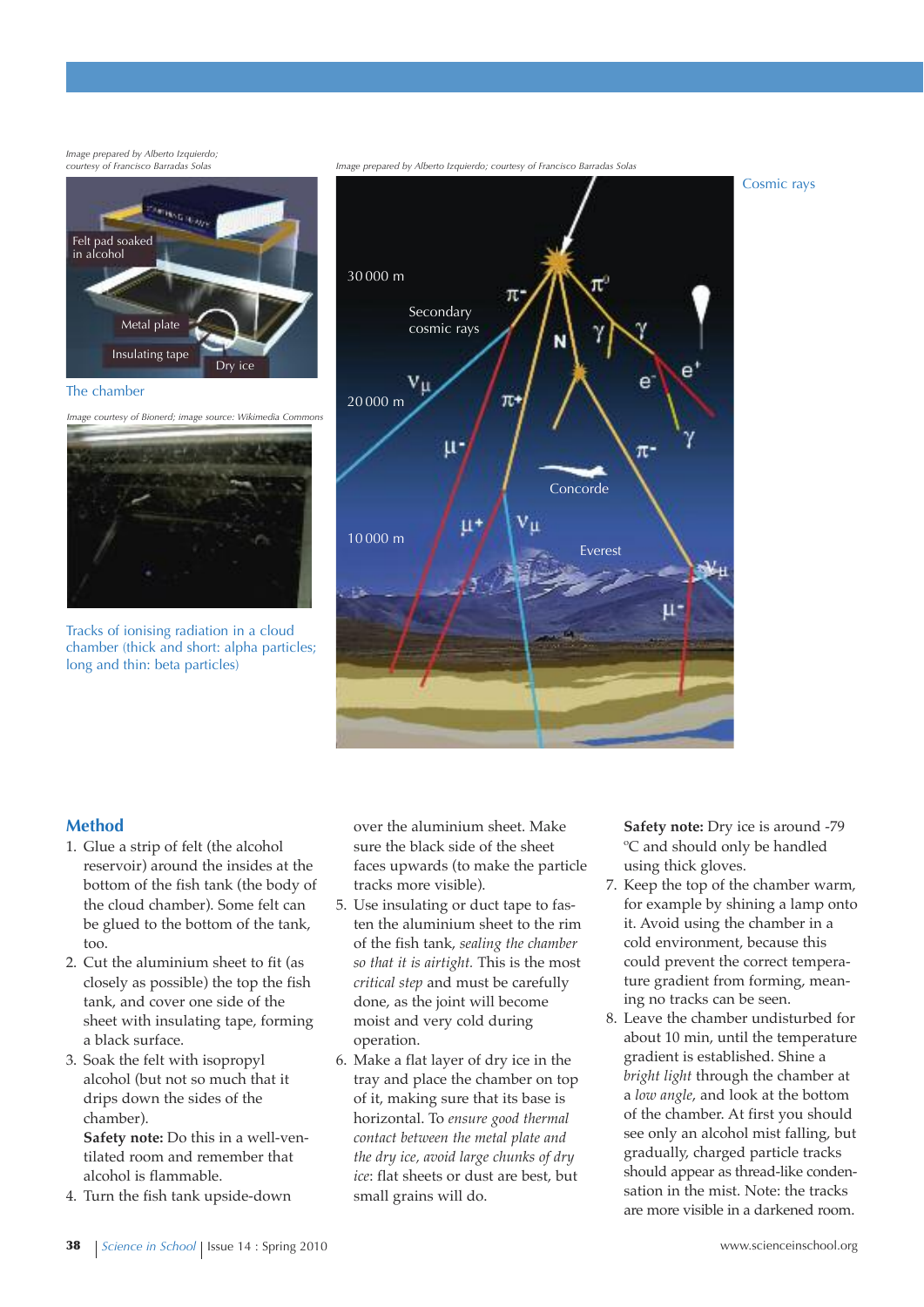Image prepared by Alberto Izquierdo; courtesy of Francisco Barradas Solas

Felt pad soaked in alcohol

Metal plate

Insulating tape

Dry ice

The chamber

Image courtesy of Bionerd; image source: Wikimedia Commons

Tracks of ionising radiation in a cloud chamber (thick and short: alpha particles; long and thin: beta particles)

Image prepared by Alberto Izquierdo; courtesy of Francisco Barradas Solas

30 000 m

20 000 m

10 000 m

Secondary cosmic rays

$\pi^-$ $\pi^0$ N $\gamma$ $\gamma$ $e^-$ $e^+$ $\nu_\mu$ $\pi^+$ $\mu^-$ $\pi^-$ $\gamma$ $\mu^+$ $\nu_\mu$ $\nu_\mu$ $\mu^-$

Concorde

Everest

Cosmic rays

## Method

1. Glue a strip of felt (the alcohol reservoir) around the insides at the bottom of the fish tank (the body of the cloud chamber). Some felt can be glued to the bottom of the tank, too.
2. Cut the aluminium sheet to fit (as closely as possible) the top the fish tank, and cover one side of the sheet with insulating tape, forming a black surface.
3. Soak the felt with isopropyl alcohol (but not so much that it drips down the sides of the chamber).
   **Safety note:** Do this in a well-ventilated room and remember that alcohol is flammable.
4. Turn the fish tank upside-down over the aluminium sheet. Make sure the black side of the sheet faces upwards (to make the particle tracks more visible).
5. Use insulating or duct tape to fasten the aluminium sheet to the rim of the fish tank, *sealing the chamber so that it is airtight.* This is the most *critical step* and must be carefully done, as the joint will become moist and very cold during operation.
6. Make a flat layer of dry ice in the tray and place the chamber on top of it, making sure that its base is horizontal. To *ensure good thermal contact between the metal plate and the dry ice, avoid large chunks of dry ice*: flat sheets or dust are best, but small grains will do.

   **Safety note:** Dry ice is around -79 °C and should only be handled using thick gloves.
7. Keep the top of the chamber warm, for example by shining a lamp onto it. Avoid using the chamber in a cold environment, because this could prevent the correct temperature gradient from forming, meaning no tracks can be seen.
8. Leave the chamber undisturbed for about 10 min, until the temperature gradient is established. Shine a *bright light* through the chamber at a *low angle*, and look at the bottom of the chamber. At first you should see only an alcohol mist falling, but gradually, charged particle tracks should appear as thread-like condensation in the mist. Note: the tracks are more visible in a darkened room.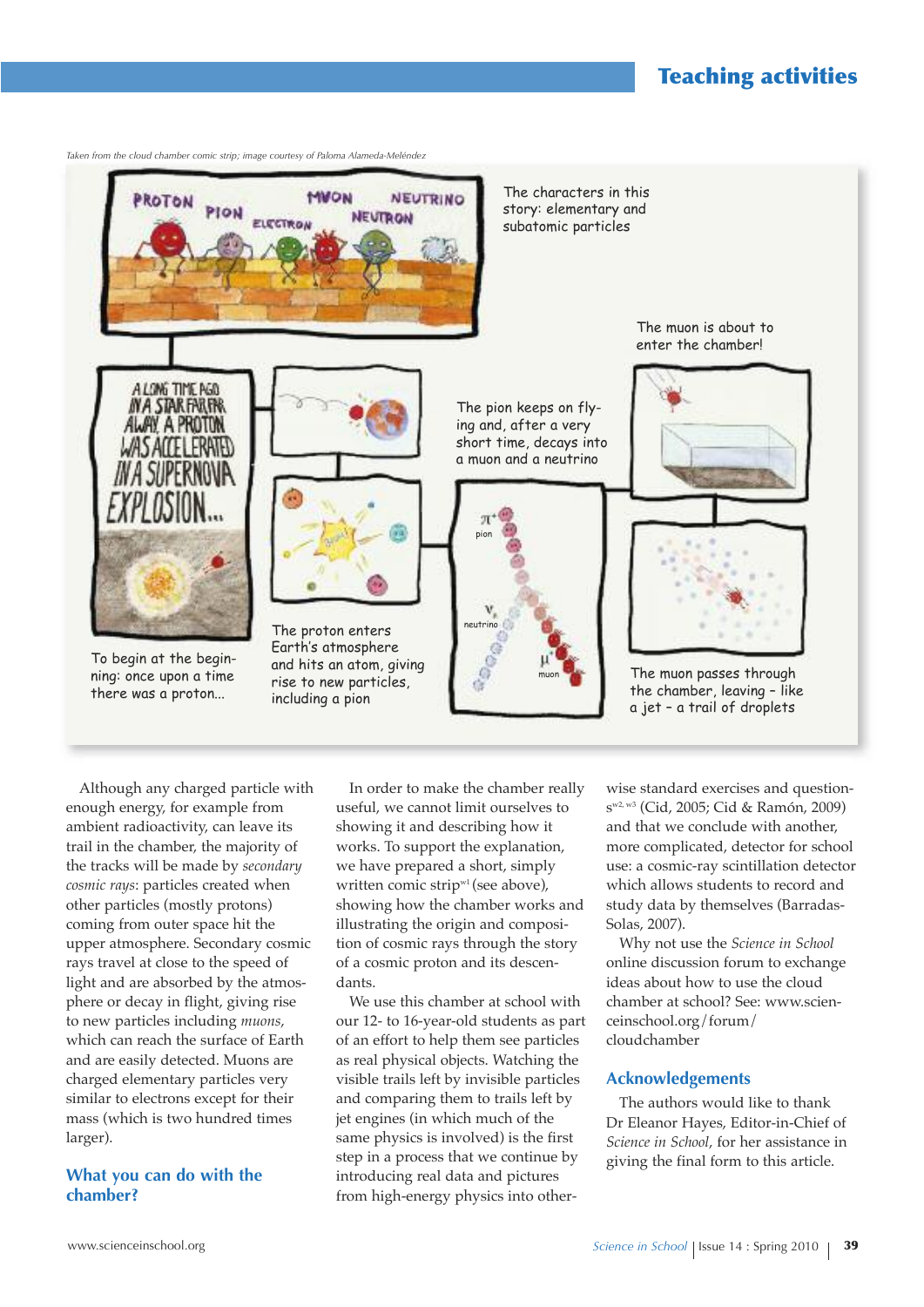*Taken from the cloud chamber comic strip; image courtesy of Paloma Alameda-Meléndez*

The characters in this story: elementary and subatomic particles

To begin at the beginning: once upon a time there was a proton...

The proton enters Earth's atmosphere and hits an atom, giving rise to new particles, including a pion

The pion keeps on flying and, after a very short time, decays into a muon and a neutrino

The muon is about to enter the chamber!

The muon passes through the chamber, leaving – like a jet – a trail of droplets

Although any charged particle with enough energy, for example from ambient radioactivity, can leave its trail in the chamber, the majority of the tracks will be made by *secondary cosmic rays*: particles created when other particles (mostly protons) coming from outer space hit the upper atmosphere. Secondary cosmic rays travel at close to the speed of light and are absorbed by the atmosphere or decay in flight, giving rise to new particles including *muons*, which can reach the surface of Earth and are easily detected. Muons are charged elementary particles very similar to electrons except for their mass (which is two hundred times larger).

## What you can do with the chamber?

In order to make the chamber really useful, we cannot limit ourselves to showing it and describing how it works. To support the explanation, we have prepared a short, simply written comic strip[w1] (see above), showing how the chamber works and illustrating the origin and composition of cosmic rays through the story of a cosmic proton and its descendants.

We use this chamber at school with our 12- to 16-year-old students as part of an effort to help them see particles as real physical objects. Watching the visible trails left by invisible particles and comparing them to trails left by jet engines (in which much of the same physics is involved) is the first step in a process that we continue by introducing real data and pictures from high-energy physics into otherwise standard exercises and questions[w2, w3] (Cid, 2005; Cid & Ramón, 2009) and that we conclude with another, more complicated, detector for school use: a cosmic-ray scintillation detector which allows students to record and study data by themselves (Barradas-Solas, 2007).

Why not use the *Science in School* online discussion forum to exchange ideas about how to use the cloud chamber at school? See: www.scienceinschool.org/forum/cloudchamber

## Acknowledgements

The authors would like to thank Dr Eleanor Hayes, Editor-in-Chief of *Science in School*, for her assistance in giving the final form to this article.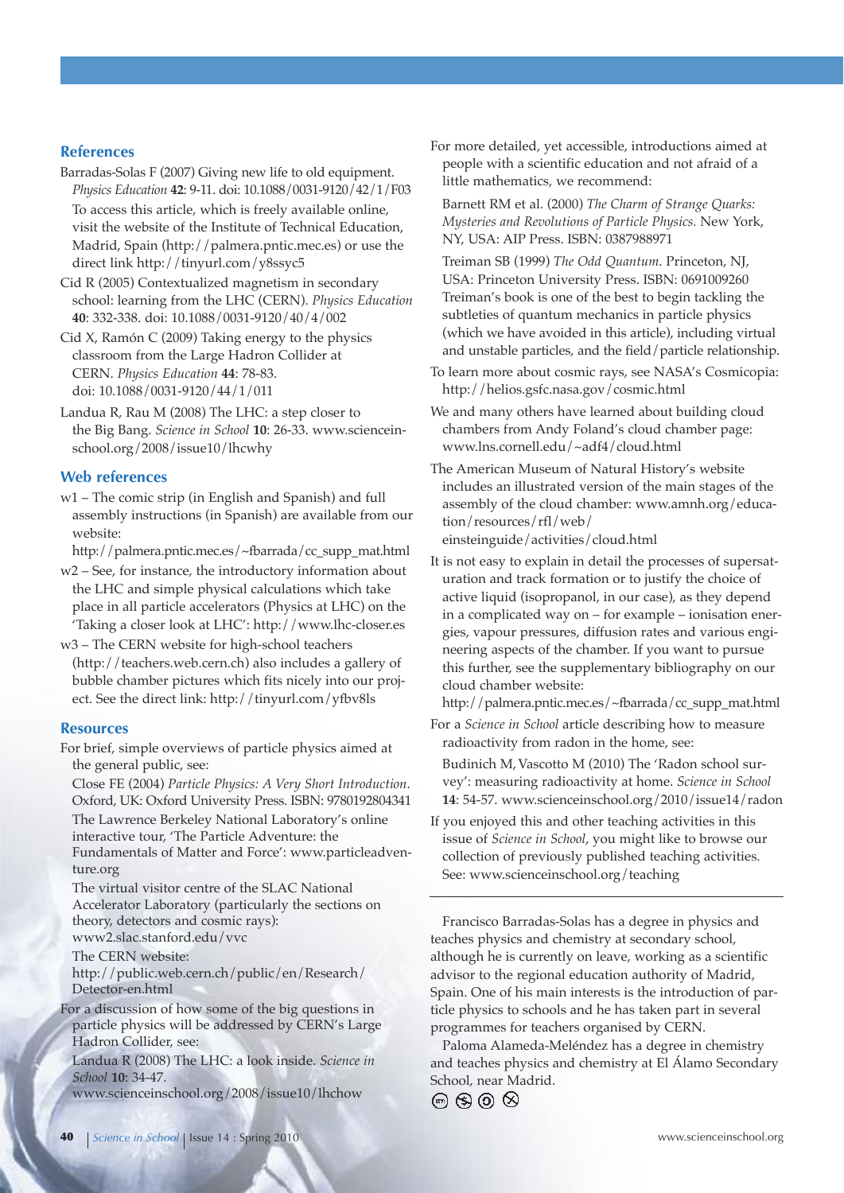## References

Barradas-Solas F (2007) Giving new life to old equipment. *Physics Education* **42**: 9-11. doi: 10.1088/0031-9120/42/1/F03

To access this article, which is freely available online, visit the website of the Institute of Technical Education, Madrid, Spain (http://palmera.pntic.mec.es) or use the direct link http://tinyurl.com/y8ssyc5

Cid R (2005) Contextualized magnetism in secondary school: learning from the LHC (CERN). *Physics Education* **40**: 332-338. doi: 10.1088/0031-9120/40/4/002

Cid X, Ramón C (2009) Taking energy to the physics classroom from the Large Hadron Collider at CERN. *Physics Education* **44**: 78-83. doi: 10.1088/0031-9120/44/1/011

Landua R, Rau M (2008) The LHC: a step closer to the Big Bang. *Science in School* **10**: 26-33. www.scienceinschool.org/2008/issue10/lhcwhy

## Web references

w1 – The comic strip (in English and Spanish) and full assembly instructions (in Spanish) are available from our website: http://palmera.pntic.mec.es/~fbarrada/cc_supp_mat.html

w2 – See, for instance, the introductory information about the LHC and simple physical calculations which take place in all particle accelerators (Physics at LHC) on the 'Taking a closer look at LHC': http://www.lhc-closer.es

w3 – The CERN website for high-school teachers (http://teachers.web.cern.ch) also includes a gallery of bubble chamber pictures which fits nicely into our project. See the direct link: http://tinyurl.com/yfbv8ls

## Resources

For brief, simple overviews of particle physics aimed at the general public, see:

Close FE (2004) *Particle Physics: A Very Short Introduction*. Oxford, UK: Oxford University Press. ISBN: 9780192804341

The Lawrence Berkeley National Laboratory's online interactive tour, 'The Particle Adventure: the Fundamentals of Matter and Force': www.particleadventure.org

The virtual visitor centre of the SLAC National Accelerator Laboratory (particularly the sections on theory, detectors and cosmic rays): www2.slac.stanford.edu/vvc

The CERN website: http://public.web.cern.ch/public/en/Research/Detector-en.html

For a discussion of how some of the big questions in particle physics will be addressed by CERN's Large Hadron Collider, see:

Landua R (2008) The LHC: a look inside. *Science in School* **10**: 34-47. www.scienceinschool.org/2008/issue10/lhchow

For more detailed, yet accessible, introductions aimed at people with a scientific education and not afraid of a little mathematics, we recommend:

Barnett RM et al. (2000) *The Charm of Strange Quarks: Mysteries and Revolutions of Particle Physics.* New York, NY, USA: AIP Press. ISBN: 0387988971

Treiman SB (1999) *The Odd Quantum*. Princeton, NJ, USA: Princeton University Press. ISBN: 0691009260

Treiman's book is one of the best to begin tackling the subtleties of quantum mechanics in particle physics (which we have avoided in this article), including virtual and unstable particles, and the field/particle relationship.

To learn more about cosmic rays, see NASA's Cosmicopia: http://helios.gsfc.nasa.gov/cosmic.html

We and many others have learned about building cloud chambers from Andy Foland's cloud chamber page: www.lns.cornell.edu/~adf4/cloud.html

The American Museum of Natural History's website includes an illustrated version of the main stages of the assembly of the cloud chamber: www.amnh.org/education/resources/rfl/web/einsteinguide/activities/cloud.html

It is not easy to explain in detail the processes of supersaturation and track formation or to justify the choice of active liquid (isopropanol, in our case), as they depend in a complicated way on – for example – ionisation energies, vapour pressures, diffusion rates and various engineering aspects of the chamber. If you want to pursue this further, see the supplementary bibliography on our cloud chamber website: http://palmera.pntic.mec.es/~fbarrada/cc_supp_mat.html

For a *Science in School* article describing how to measure radioactivity from radon in the home, see:

Budinich M, Vascotto M (2010) The 'Radon school survey': measuring radioactivity at home. *Science in School* **14**: 54-57. www.scienceinschool.org/2010/issue14/radon

If you enjoyed this and other teaching activities in this issue of *Science in School*, you might like to browse our collection of previously published teaching activities. See: www.scienceinschool.org/teaching

---

Francisco Barradas-Solas has a degree in physics and teaches physics and chemistry at secondary school, although he is currently on leave, working as a scientific advisor to the regional education authority of Madrid, Spain. One of his main interests is the introduction of particle physics to schools and he has taken part in several programmes for teachers organised by CERN.

Paloma Alameda-Meléndez has a degree in chemistry and teaches physics and chemistry at El Álamo Secondary School, near Madrid.